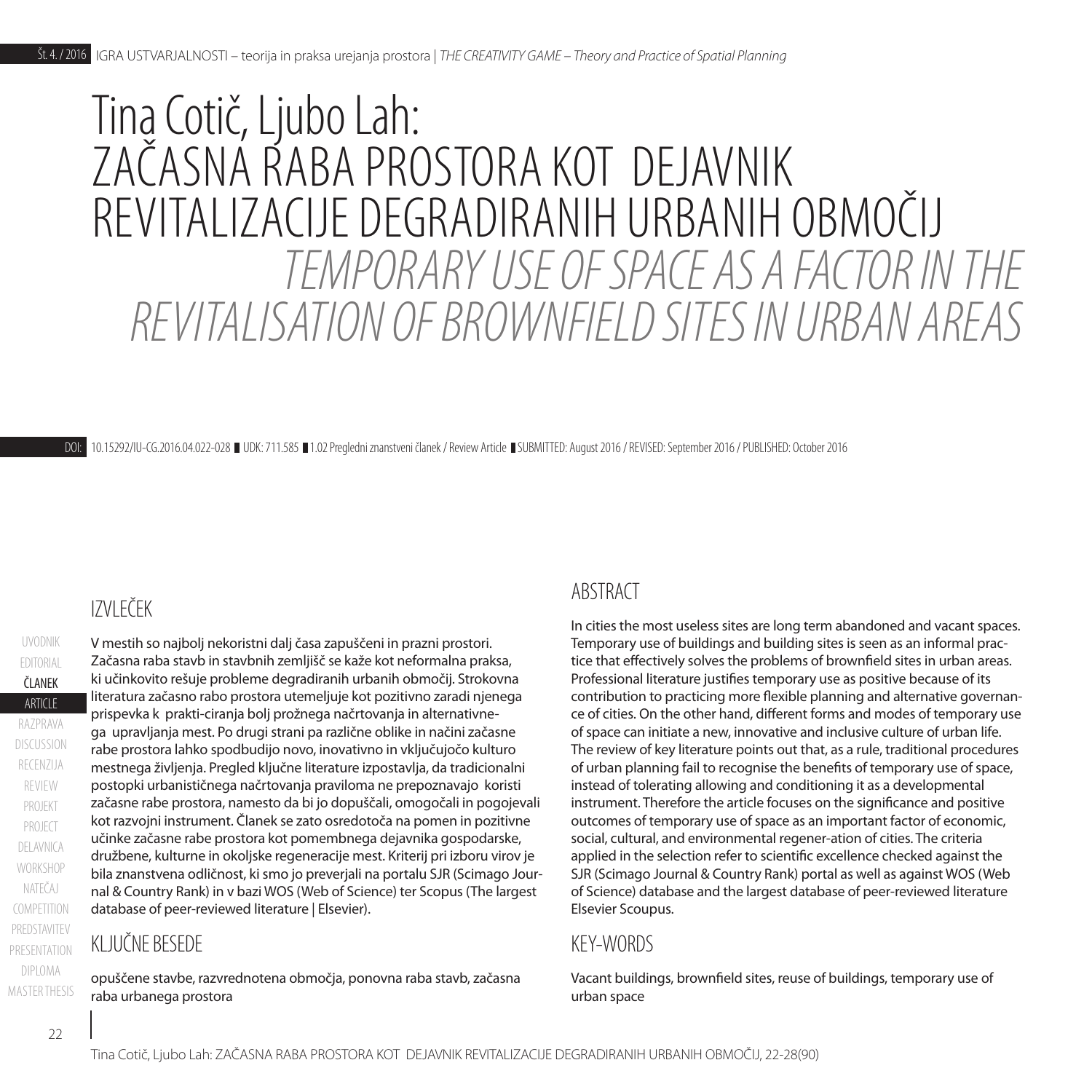# Tina Cotič, Ljubo Lah: ZAČASNA RABA PROSTORA KOT DEJAVNIK REVITALIZACIJE DEGRADIRANIH URBANIH OBMOČIJ

# *TEMPORARY USE OF SPACE AS A FACTOR IN THE REVITALISATION OF BROWNFIELD SITES IN URBAN AREAS*

DOI: 10.15292/IU-CG.2016.04.022-028 ■ UDK: 711.585 ■ 1.02 Pregledni znanstveni članek / Review Article ■ SUBMITTED: August 2016 / REVISED: September 2016 / PUBLISHED: October 2016

## IZVLEČEK

V mestih so najbolj nekoristni dalj časa zapuščeni in prazni prostori. Začasna raba stavb in stavbnih zemljišč se kaže kot neformalna praksa, ki učinkovito rešuje probleme degradiranih urbanih območij. Strokovna literatura začasno rabo prostora utemeljuje kot pozitivno zaradi njenega prispevka k prakti-ciranja bolj prožnega načrtovanja in alternativnega upravljanja mest. Po drugi strani pa različne oblike in načini začasne rabe prostora lahko spodbudijo novo, inovativno in vključujočo kulturo mestnega življenja. Pregled ključne literature izpostavlja, da tradicionalni postopki urbanističnega načrtovanja praviloma ne prepoznavajo koristi začasne rabe prostora, namesto da bi jo dopuščali, omogočali in pogojevali kot razvojni instrument. Članek se zato osredotoča na pomen in pozitivne učinke začasne rabe prostora kot pomembnega dejavnika gospodarske, družbene, kulturne in okoljske regeneracije mest. Kriterij pri izboru virov je bila znanstvena odličnost, ki smo jo preverjali na portalu SJR (Scimago Journal & Country Rank) in v bazi WOS (Web of Science) ter Scopus (The largest database of peer-reviewed literature | Elsevier).

## KLJUČNE BESEDE

opuščene stavbe, razvrednotena območja, ponovna raba stavb, začasna raba urbanega prostora

## ABSTRACT

In cities the most useless sites are long term abandoned and vacant spaces. Temporary use of buildings and building sites is seen as an informal practice that effectively solves the problems of brownfield sites in urban areas. Professional literature justifies temporary use as positive because of its contribution to practicing more flexible planning and alternative governance of cities. On the other hand, different forms and modes of temporary use of space can initiate a new, innovative and inclusive culture of urban life. The review of key literature points out that, as a rule, traditional procedures of urban planning fail to recognise the benefits of temporary use of space, instead of tolerating allowing and conditioning it as a developmental instrument. Therefore the article focuses on the significance and positive outcomes of temporary use of space as an important factor of economic, social, cultural, and environmental regener-ation of cities. The criteria applied in the selection refer to scientific excellence checked against the SJR (Scimago Journal & Country Rank) portal as well as against WOS (Web of Science) database and the largest database of peer-reviewed literature Elsevier Scoupus.

## KEY-WORDS

Vacant buildings, brownfield sites, reuse of buildings, temporary use of urban space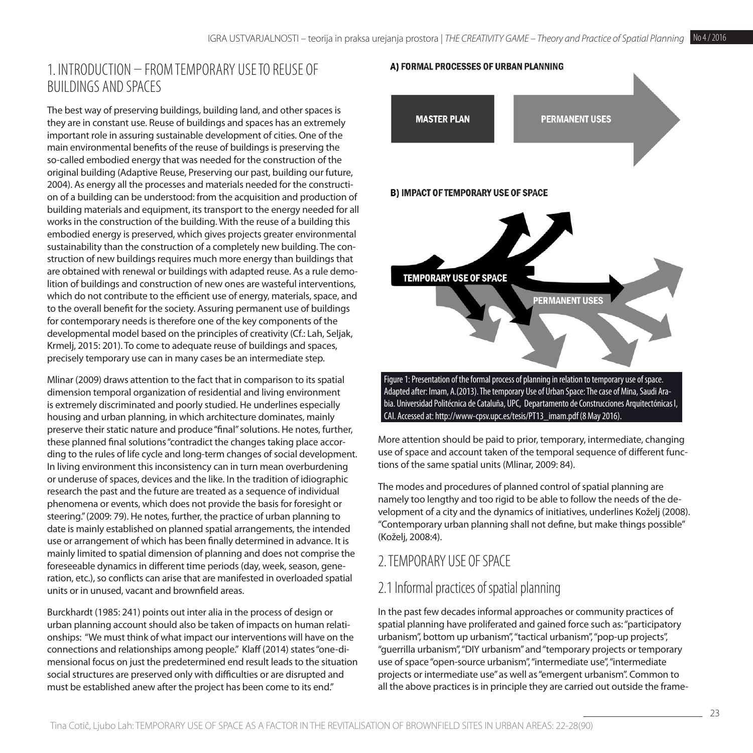## 1. INTRODUCTION – FROM TEMPORARY USE TO REUSE OF BUILDINGS AND SPACES

The best way of preserving buildings, building land, and other spaces is they are in constant use. Reuse of buildings and spaces has an extremely important role in assuring sustainable development of cities. One of the main environmental benefits of the reuse of buildings is preserving the so-called embodied energy that was needed for the construction of the original building (Adaptive Reuse, Preserving our past, building our future, 2004). As energy all the processes and materials needed for the construction of a building can be understood: from the acquisition and production of building materials and equipment, its transport to the energy needed for all works in the construction of the building. With the reuse of a building this embodied energy is preserved, which gives projects greater environmental sustainability than the construction of a completely new building. The construction of new buildings requires much more energy than buildings that are obtained with renewal or buildings with adapted reuse. As a rule demolition of buildings and construction of new ones are wasteful interventions, which do not contribute to the efficient use of energy, materials, space, and to the overall benefit for the society. Assuring permanent use of buildings for contemporary needs is therefore one of the key components of the developmental model based on the principles of creativity (Cf.: Lah, Seljak, Krmelj, 2015: 201). To come to adequate reuse of buildings and spaces, precisely temporary use can in many cases be an intermediate step.

Mlinar (2009) draws attention to the fact that in comparison to its spatial dimension temporal organization of residential and living environment is extremely discriminated and poorly studied. He underlines especially housing and urban planning, in which architecture dominates, mainly preserve their static nature and produce "final" solutions. He notes, further, these planned final solutions "contradict the changes taking place according to the rules of life cycle and long-term changes of social development. In living environment this inconsistency can in turn mean overburdening or underuse of spaces, devices and the like. In the tradition of idiographic research the past and the future are treated as a sequence of individual phenomena or events, which does not provide the basis for foresight or steering." (2009: 79). He notes, further, the practice of urban planning to date is mainly established on planned spatial arrangements, the intended use or arrangement of which has been finally determined in advance. It is mainly limited to spatial dimension of planning and does not comprise the foreseeable dynamics in different time periods (day, week, season, generation, etc.), so conflicts can arise that are manifested in overloaded spatial units or in unused, vacant and brownfield areas.

Burckhardt (1985: 241) points out inter alia in the process of design or urban planning account should also be taken of impacts on human relationships: "We must think of what impact our interventions will have on the connections and relationships among people." Klaff (2014) states "one-dimensional focus on just the predetermined end result leads to the situation social structures are preserved only with difficulties or are disrupted and must be established anew after the project has been come to its end."

**A) FORMAL PROCESSES OF URBAN PLANNING**

MASTER PLAN → PERMANENT USES

**B) IMPACT OF TEMPORARY USE OF SPACE**

TEMPORARY USE OF SPACE → PERMANENT USES

Figure 1: Presentation of the formal process of planning in relation to temporary use of space. Adapted after: Imam, A.(2013). The temporary Use of Urban Space: The case of Mina, Saudi Arabia. Universidad Politécnica de Cataluña, UPC, Departamento de Construcciones Arquitectónicas I, CAI. Accessed at: http://www-cpsv.upc.es/tesis/PT13_imam.pdf (8 May 2016).

More attention should be paid to prior, temporary, intermediate, changing use of space and account taken of the temporal sequence of different functions of the same spatial units (Mlinar, 2009: 84).

The modes and procedures of planned control of spatial planning are namely too lengthy and too rigid to be able to follow the needs of the development of a city and the dynamics of initiatives, underlines Koželj (2008). "Contemporary urban planning shall not define, but make things possible" (Koželj, 2008:4).

## 2. TEMPORARY USE OF SPACE

### 2.1 Informal practices of spatial planning

In the past few decades informal approaches or community practices of spatial planning have proliferated and gained force such as: "participatory urbanism", bottom up urbanism", "tactical urbanism", "pop-up projects", "guerrilla urbanism", "DIY urbanism" and "temporary projects or temporary use of space "open-source urbanism", "intermediate use", "intermediate projects or intermediate use" as well as "emergent urbanism". Common to all the above practices is in principle they are carried out outside the frame-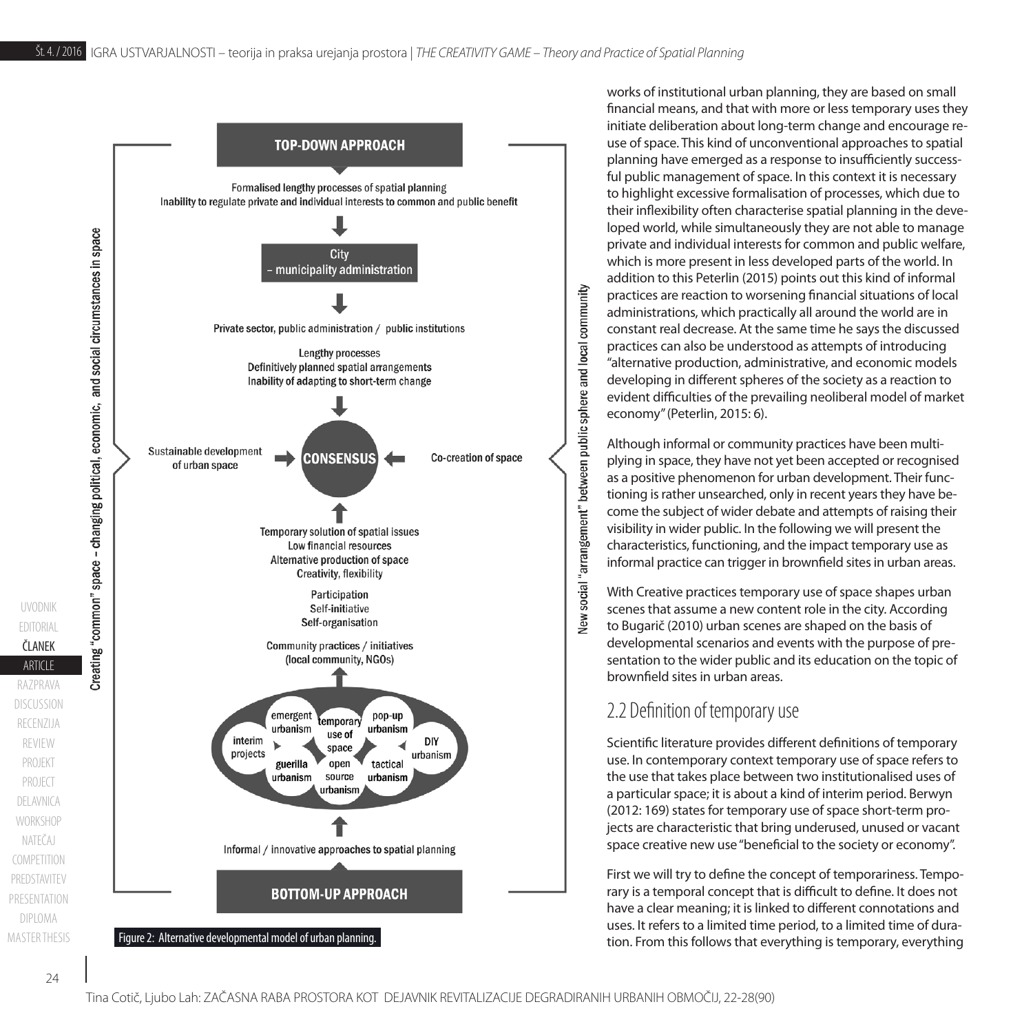TOP-DOWN APPROACH

Formalised lengthy processes of spatial planning
Inability to regulate private and individual interests to common and public benefit

City – municipality administration

Private sector, public administration / public institutions

Lengthy processes
Definitively planned spatial arrangements
Inability of adapting to short-term change

Sustainable development of urban space → CONSENSUS ← Co-creation of space

Temporary solution of spatial issues
Low financial resources
Alternative production of space
Creativity, flexibility

Participation
Self-initiative
Self-organisation

Community practices / initiatives (local community, NGOs)

interim projects, emergent urbanism, temporary use of space, pop-up urbanism, DIY urbanism, guerilla urbanism, open source urbanism, tactical urbanism

Informal / innovative approaches to spatial planning

BOTTOM-UP APPROACH

Creating "common" space – changing political, economic, and social circumstances in space

New social "arrangement" between public sphere and local community

Figure 2: Alternative developmental model of urban planning.

works of institutional urban planning, they are based on small financial means, and that with more or less temporary uses they initiate deliberation about long-term change and encourage re-use of space. This kind of unconventional approaches to spatial planning have emerged as a response to insufficiently successful public management of space. In this context it is necessary to highlight excessive formalisation of processes, which due to their inflexibility often characterise spatial planning in the developed world, while simultaneously they are not able to manage private and individual interests for common and public welfare, which is more present in less developed parts of the world. In addition to this Peterlin (2015) points out this kind of informal practices are reaction to worsening financial situations of local administrations, which practically all around the world are in constant real decrease. At the same time he says the discussed practices can also be understood as attempts of introducing "alternative production, administrative, and economic models developing in different spheres of the society as a reaction to evident difficulties of the prevailing neoliberal model of market economy" (Peterlin, 2015: 6).

Although informal or community practices have been multiplying in space, they have not yet been accepted or recognised as a positive phenomenon for urban development. Their functioning is rather unsearched, only in recent years they have become the subject of wider debate and attempts of raising their visibility in wider public. In the following we will present the characteristics, functioning, and the impact temporary use as informal practice can trigger in brownfield sites in urban areas.

With Creative practices temporary use of space shapes urban scenes that assume a new content role in the city. According to Bugarič (2010) urban scenes are shaped on the basis of developmental scenarios and events with the purpose of presentation to the wider public and its education on the topic of brownfield sites in urban areas.

## 2.2 Definition of temporary use

Scientific literature provides different definitions of temporary use. In contemporary context temporary use of space refers to the use that takes place between two institutionalised uses of a particular space; it is about a kind of interim period. Berwyn (2012: 169) states for temporary use of space short-term projects are characteristic that bring underused, unused or vacant space creative new use "beneficial to the society or economy".

First we will try to define the concept of temporariness. Temporary is a temporal concept that is difficult to define. It does not have a clear meaning; it is linked to different connotations and uses. It refers to a limited time period, to a limited time of duration. From this follows that everything is temporary, everything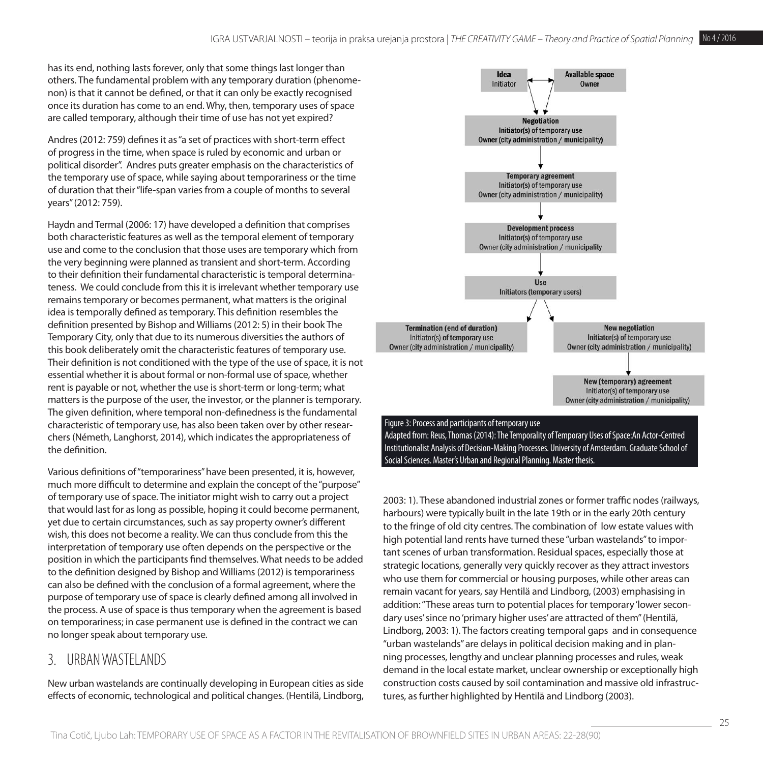has its end, nothing lasts forever, only that some things last longer than others. The fundamental problem with any temporary duration (phenomenon) is that it cannot be defined, or that it can only be exactly recognised once its duration has come to an end. Why, then, temporary uses of space are called temporary, although their time of use has not yet expired?

Andres (2012: 759) defines it as "a set of practices with short-term effect of progress in the time, when space is ruled by economic and urban or political disorder". Andres puts greater emphasis on the characteristics of the temporary use of space, while saying about temporariness or the time of duration that their "life-span varies from a couple of months to several years" (2012: 759).

Haydn and Termal (2006: 17) have developed a definition that comprises both characteristic features as well as the temporal element of temporary use and come to the conclusion that those uses are temporary which from the very beginning were planned as transient and short-term. According to their definition their fundamental characteristic is temporal determinateness. We could conclude from this it is irrelevant whether temporary use remains temporary or becomes permanent, what matters is the original idea is temporally defined as temporary. This definition resembles the definition presented by Bishop and Williams (2012: 5) in their book The Temporary City, only that due to its numerous diversities the authors of this book deliberately omit the characteristic features of temporary use. Their definition is not conditioned with the type of the use of space, it is not essential whether it is about formal or non-formal use of space, whether rent is payable or not, whether the use is short-term or long-term; what matters is the purpose of the user, the investor, or the planner is temporary. The given definition, where temporal non-definedness is the fundamental characteristic of temporary use, has also been taken over by other researchers (Németh, Langhorst, 2014), which indicates the appropriateness of the definition.

Various definitions of "temporariness" have been presented, it is, however, much more difficult to determine and explain the concept of the "purpose" of temporary use of space. The initiator might wish to carry out a project that would last for as long as possible, hoping it could become permanent, yet due to certain circumstances, such as say property owner's different wish, this does not become a reality. We can thus conclude from this the interpretation of temporary use often depends on the perspective or the position in which the participants find themselves. What needs to be added to the definition designed by Bishop and Williams (2012) is temporariness can also be defined with the conclusion of a formal agreement, where the purpose of temporary use of space is clearly defined among all involved in the process. A use of space is thus temporary when the agreement is based on temporariness; in case permanent use is defined in the contract we can no longer speak about temporary use.

## 3. URBAN WASTELANDS

New urban wastelands are continually developing in European cities as side effects of economic, technological and political changes. (Hentilä, Lindborg, 2003: 1). These abandoned industrial zones or former traffic nodes (railways, harbours) were typically built in the late 19th or in the early 20th century to the fringe of old city centres. The combination of low estate values with high potential land rents have turned these "urban wastelands" to important scenes of urban transformation. Residual spaces, especially those at strategic locations, generally very quickly recover as they attract investors who use them for commercial or housing purposes, while other areas can remain vacant for years, say Hentilä and Lindborg, (2003) emphasising in addition: "These areas turn to potential places for temporary 'lower secondary uses' since no 'primary higher uses' are attracted of them" (Hentilä, Lindborg, 2003: 1). The factors creating temporal gaps and in consequence "urban wastelands" are delays in political decision making and in planning processes, lengthy and unclear planning processes and rules, weak demand in the local estate market, unclear ownership or exceptionally high construction costs caused by soil contamination and massive old infrastructures, as further highlighted by Hentilä and Lindborg (2003).

**Idea** — Initiator ↔ **Available space** — Owner

↓

**Negotiation** — Initiator(s) of temporary use; Owner (city administration / municipality)

↓

**Temporary agreement** — Initiator(s) of temporary use; Owner (city administration / municipality)

↓

**Development process** — Initiator(s) of temporary use; Owner (city administration / municipality

↓

**Use** — Initiators (temporary users)

↓

**Termination (end of duration)** — Initiator(s) of temporary use; Owner (city administration / municipality) | **New negotiation** — Initiator(s) of temporary use; Owner (city administration / municipality)

↓

**New (temporary) agreement** — Initiator(s) of temporary use; Owner (city administration / municipality)

Figure 3: Process and participants of temporary use
Adapted from: Reus, Thomas (2014): The Temporality of Temporary Uses of Space: An Actor-Centred Institutionalist Analysis of Decision-Making Processes. University of Amsterdam. Graduate School of Social Sciences. Master's Urban and Regional Planning. Master thesis.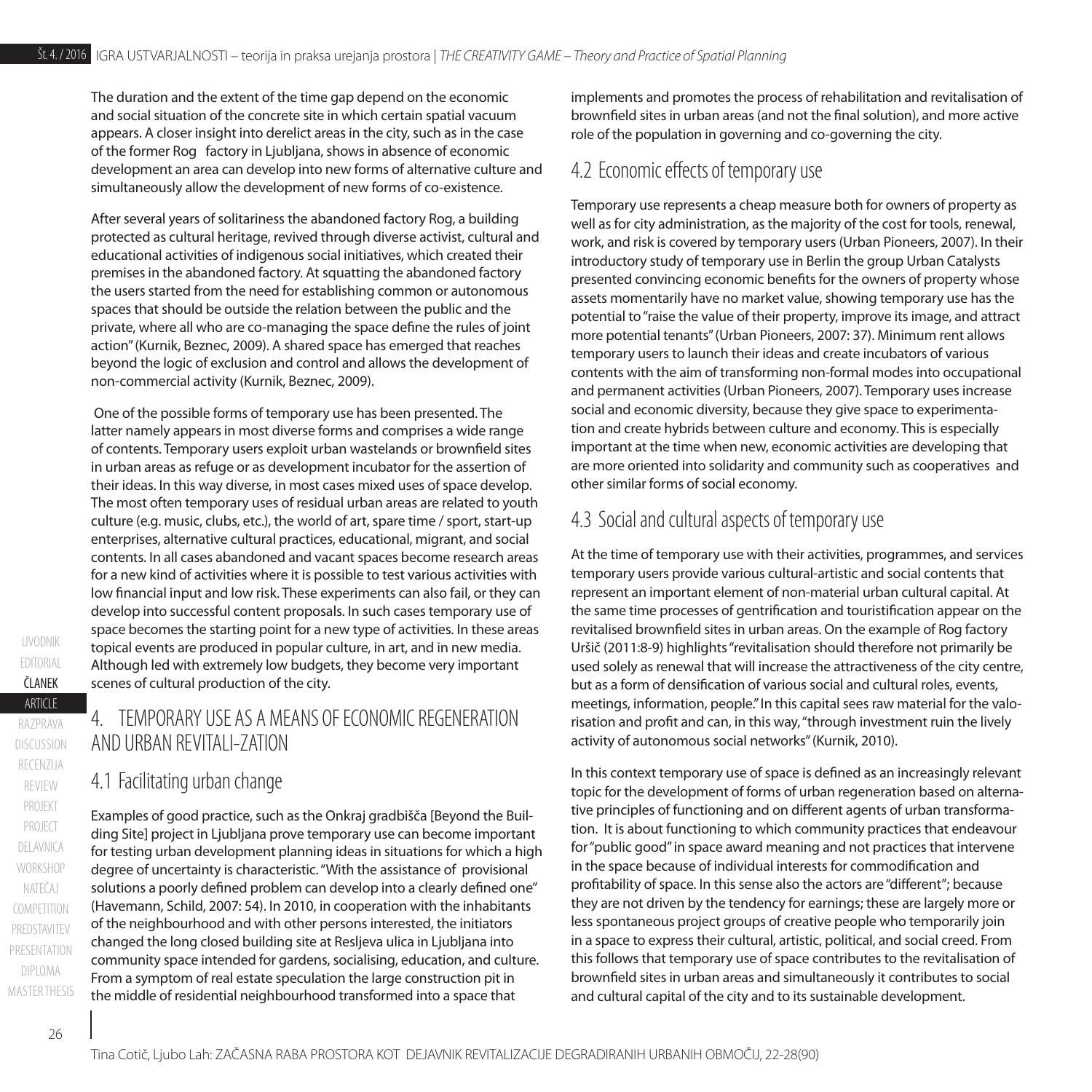The duration and the extent of the time gap depend on the economic and social situation of the concrete site in which certain spatial vacuum appears. A closer insight into derelict areas in the city, such as in the case of the former Rog factory in Ljubljana, shows in absence of economic development an area can develop into new forms of alternative culture and simultaneously allow the development of new forms of co-existence.

After several years of solitariness the abandoned factory Rog, a building protected as cultural heritage, revived through diverse activist, cultural and educational activities of indigenous social initiatives, which created their premises in the abandoned factory. At squatting the abandoned factory the users started from the need for establishing common or autonomous spaces that should be outside the relation between the public and the private, where all who are co-managing the space define the rules of joint action" (Kurnik, Beznec, 2009). A shared space has emerged that reaches beyond the logic of exclusion and control and allows the development of non-commercial activity (Kurnik, Beznec, 2009).

One of the possible forms of temporary use has been presented. The latter namely appears in most diverse forms and comprises a wide range of contents. Temporary users exploit urban wastelands or brownfield sites in urban areas as refuge or as development incubator for the assertion of their ideas. In this way diverse, in most cases mixed uses of space develop. The most often temporary uses of residual urban areas are related to youth culture (e.g. music, clubs, etc.), the world of art, spare time / sport, start-up enterprises, alternative cultural practices, educational, migrant, and social contents. In all cases abandoned and vacant spaces become research areas for a new kind of activities where it is possible to test various activities with low financial input and low risk. These experiments can also fail, or they can develop into successful content proposals. In such cases temporary use of space becomes the starting point for a new type of activities. In these areas topical events are produced in popular culture, in art, and in new media. Although led with extremely low budgets, they become very important scenes of cultural production of the city.

## 4. TEMPORARY USE AS A MEANS OF ECONOMIC REGENERATION AND URBAN REVITALI-ZATION

### 4.1 Facilitating urban change

Examples of good practice, such as the Onkraj gradbišča [Beyond the Building Site] project in Ljubljana prove temporary use can become important for testing urban development planning ideas in situations for which a high degree of uncertainty is characteristic. "With the assistance of provisional solutions a poorly defined problem can develop into a clearly defined one" (Havemann, Schild, 2007: 54). In 2010, in cooperation with the inhabitants of the neighbourhood and with other persons interested, the initiators changed the long closed building site at Resljeva ulica in Ljubljana into community space intended for gardens, socialising, education, and culture. From a symptom of real estate speculation the large construction pit in the middle of residential neighbourhood transformed into a space that implements and promotes the process of rehabilitation and revitalisation of brownfield sites in urban areas (and not the final solution), and more active role of the population in governing and co-governing the city.

### 4.2 Economic effects of temporary use

Temporary use represents a cheap measure both for owners of property as well as for city administration, as the majority of the cost for tools, renewal, work, and risk is covered by temporary users (Urban Pioneers, 2007). In their introductory study of temporary use in Berlin the group Urban Catalysts presented convincing economic benefits for the owners of property whose assets momentarily have no market value, showing temporary use has the potential to "raise the value of their property, improve its image, and attract more potential tenants" (Urban Pioneers, 2007: 37). Minimum rent allows temporary users to launch their ideas and create incubators of various contents with the aim of transforming non-formal modes into occupational and permanent activities (Urban Pioneers, 2007). Temporary uses increase social and economic diversity, because they give space to experimentation and create hybrids between culture and economy. This is especially important at the time when new, economic activities are developing that are more oriented into solidarity and community such as cooperatives and other similar forms of social economy.

### 4.3 Social and cultural aspects of temporary use

At the time of temporary use with their activities, programmes, and services temporary users provide various cultural-artistic and social contents that represent an important element of non-material urban cultural capital. At the same time processes of gentrification and touristification appear on the revitalised brownfield sites in urban areas. On the example of Rog factory Uršič (2011:8-9) highlights "revitalisation should therefore not primarily be used solely as renewal that will increase the attractiveness of the city centre, but as a form of densification of various social and cultural roles, events, meetings, information, people." In this capital sees raw material for the valorisation and profit and can, in this way, "through investment ruin the lively activity of autonomous social networks" (Kurnik, 2010).

In this context temporary use of space is defined as an increasingly relevant topic for the development of forms of urban regeneration based on alternative principles of functioning and on different agents of urban transformation. It is about functioning to which community practices that endeavour for "public good" in space award meaning and not practices that intervene in the space because of individual interests for commodification and profitability of space. In this sense also the actors are "different"; because they are not driven by the tendency for earnings; these are largely more or less spontaneous project groups of creative people who temporarily join in a space to express their cultural, artistic, political, and social creed. From this follows that temporary use of space contributes to the revitalisation of brownfield sites in urban areas and simultaneously it contributes to social and cultural capital of the city and to its sustainable development.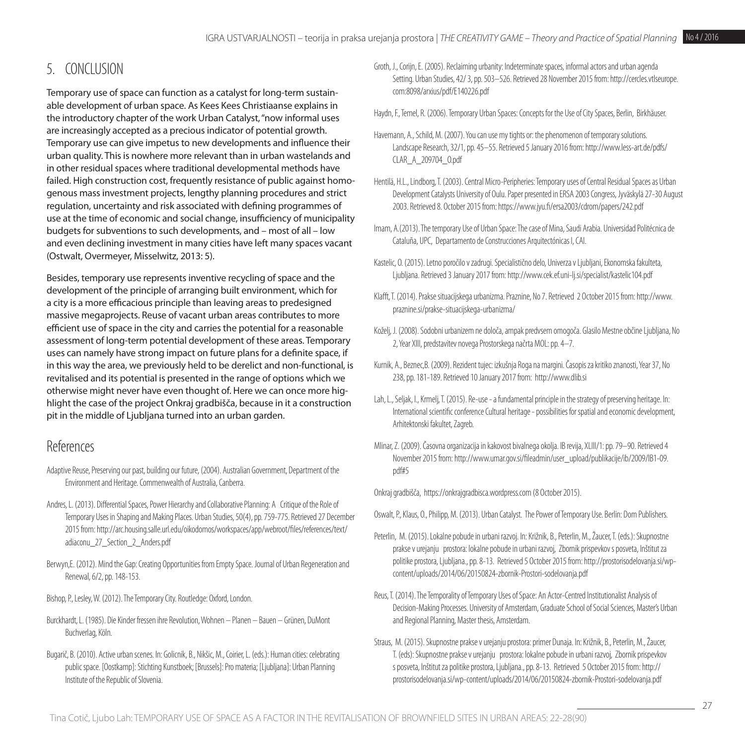## 5. CONCLUSION

Temporary use of space can function as a catalyst for long-term sustainable development of urban space. As Kees Kees Christiaanse explains in the introductory chapter of the work Urban Catalyst, "now informal uses are increasingly accepted as a precious indicator of potential growth. Temporary use can give impetus to new developments and influence their urban quality. This is nowhere more relevant than in urban wastelands and in other residual spaces where traditional developmental methods have failed. High construction cost, frequently resistance of public against homogenous mass investment projects, lengthy planning procedures and strict regulation, uncertainty and risk associated with defining programmes of use at the time of economic and social change, insufficiency of municipality budgets for subventions to such developments, and – most of all – low and even declining investment in many cities have left many spaces vacant (Ostwalt, Overmeyer, Misselwitz, 2013: 5).

Besides, temporary use represents inventive recycling of space and the development of the principle of arranging built environment, which for a city is a more efficacious principle than leaving areas to predesigned massive megaprojects. Reuse of vacant urban areas contributes to more efficient use of space in the city and carries the potential for a reasonable assessment of long-term potential development of these areas. Temporary uses can namely have strong impact on future plans for a definite space, if in this way the area, we previously held to be derelict and non-functional, is revitalised and its potential is presented in the range of options which we otherwise might never have even thought of. Here we can once more highlight the case of the project Onkraj gradbišča, because in it a construction pit in the middle of Ljubljana turned into an urban garden.

## References

Adaptive Reuse, Preserving our past, building our future, (2004). Australian Government, Department of the Environment and Heritage. Commenwealth of Australia, Canberra.

Andres, L. (2013). Differential Spaces, Power Hierarchy and Collaborative Planning: A Critique of the Role of Temporary Uses in Shaping and Making Places. Urban Studies, 50(4), pp. 759-775. Retrieved 27 December 2015 from: http://arc.housing.salle.url.edu/oikodomos/workspaces/app/webroot/files/references/text/adiaconu_27_Section_2_Anders.pdf

Berwyn,E. (2012). Mind the Gap: Creating Opportunities from Empty Space. Journal of Urban Regeneration and Renewal, 6/2, pp. 148-153.

Bishop, P., Lesley, W. (2012). The Temporary City. Routledge: Oxford, London.

Burckhardt, L. (1985). Die Kinder fressen ihre Revolution, Wohnen – Planen – Bauen – Grünen, DuMont Buchverlag, Köln.

Bugarič, B. (2010). Active urban scenes. In: Golicnik, B., Nikšic, M., Coirier, L. (eds.): Human cities: celebrating public space. [Oostkamp]: Stichting Kunstboek; [Brussels]: Pro materia; [Ljubljana]: Urban Planning Institute of the Republic of Slovenia.

Groth, J., Corijn, E. (2005). Reclaiming urbanity: Indeterminate spaces, informal actors and urban agenda Setting. Urban Studies, 42/ 3, pp. 503–526. Retrieved 28 November 2015 from: http://cercles.vtlseurope.com:8098/arxius/pdf/E140226.pdf

Haydn, F., Temel, R. (2006). Temporary Urban Spaces: Concepts for the Use of City Spaces, Berlin, Birkhäuser.

Havemann, A., Schild, M. (2007). You can use my tights or: the phenomenon of temporary solutions. Landscape Research, 32/1, pp. 45–55. Retrieved 5 January 2016 from: http://www.less-art.de/pdfs/CLAR_A_209704_O.pdf

Hentilä, H.L., Lindborg, T. (2003). Central Micro-Peripheries: Temporary uses of Central Residual Spaces as Urban Development Catalysts University of Oulu. Paper presented in ERSA 2003 Congress, Jyväskylä 27-30 August 2003. Retrieved 8. October 2015 from: https://www.jyu.fi/ersa2003/cdrom/papers/242.pdf

Imam, A.(2013). The temporary Use of Urban Space: The case of Mina, Saudi Arabia. Universidad Politécnica de Cataluña, UPC, Departamento de Construcciones Arquitectónicas I, CAI.

Kastelic, O. (2015). Letno poročilo v zadrugi. Specialistično delo, Univerza v Ljubljani, Ekonomska fakulteta, Ljubljana. Retrieved 3 January 2017 from: http://www.cek.ef.uni-lj.si/specialist/kastelic104.pdf

Klafft, T. (2014). Prakse situacijskega urbanizma. Praznine, No 7. Retrieved 2 October 2015 from: http://www.praznine.si/prakse-situacijskega-urbanizma/

Koželj, J. (2008). Sodobni urbanizem ne določa, ampak predvsem omogoča. Glasilo Mestne občine Ljubljana, No 2, Year XIII, predstavitev novega Prostorskega načrta MOL: pp. 4–7.

Kurnik, A., Beznec,B. (2009). Rezident tujec: izkušnja Roga na margini. Časopis za kritiko znanosti, Year 37, No 238, pp. 181-189. Retrieved 10 January 2017 from: http://www.dlib.si

Lah, L., Seljak, I., Krmelj, T. (2015). Re-use - a fundamental principle in the strategy of preserving heritage. In: International scientific conference Cultural heritage - possibilities for spatial and economic development, Arhitektonski fakultet, Zagreb.

Mlinar, Z. (2009). Časovna organizacija in kakovost bivalnega okolja. IB revija, XLIII/1: pp. 79–90. Retrieved 4 November 2015 from: http://www.umar.gov.si/fileadmin/user_upload/publikacije/ib/2009/IB1-09.pdf#5

Onkraj gradbišča, https://onkrajgradbisca.wordpress.com (8 October 2015).

Oswalt, P., Klaus, O., Philipp, M. (2013). Urban Catalyst. The Power of Temporary Use. Berlin: Dom Publishers.

Peterlin, M. (2015). Lokalne pobude in urbani razvoj. In: Križnik, B., Peterlin, M., Žaucer, T. (eds.): Skupnostne prakse v urejanju prostora: lokalne pobude in urbani razvoj, Zbornik prispevkov s posveta, Inštitut za politike prostora, Ljubljana., pp. 8-13. Retrieved 5 October 2015 from: http://prostorisodelovanja.si/wp-content/uploads/2014/06/20150824-zbornik-Prostori-sodelovanja.pdf

Reus, T. (2014). The Temporality of Temporary Uses of Space: An Actor-Centred Institutionalist Analysis of Decision-Making Processes. University of Amsterdam, Graduate School of Social Sciences, Master's Urban and Regional Planning, Master thesis, Amsterdam.

Straus, M. (2015). Skupnostne prakse v urejanju prostora: primer Dunaja. In: Križnik, B., Peterlin, M., Žaucer, T. (eds): Skupnostne prakse v urejanju prostora: lokalne pobude in urbani razvoj, Zbornik prispevkov s posveta, Inštitut za politike prostora, Ljubljana., pp. 8-13. Retrieved 5 October 2015 from: http://prostorisodelovanja.si/wp-content/uploads/2014/06/20150824-zbornik-Prostori-sodelovanja.pdf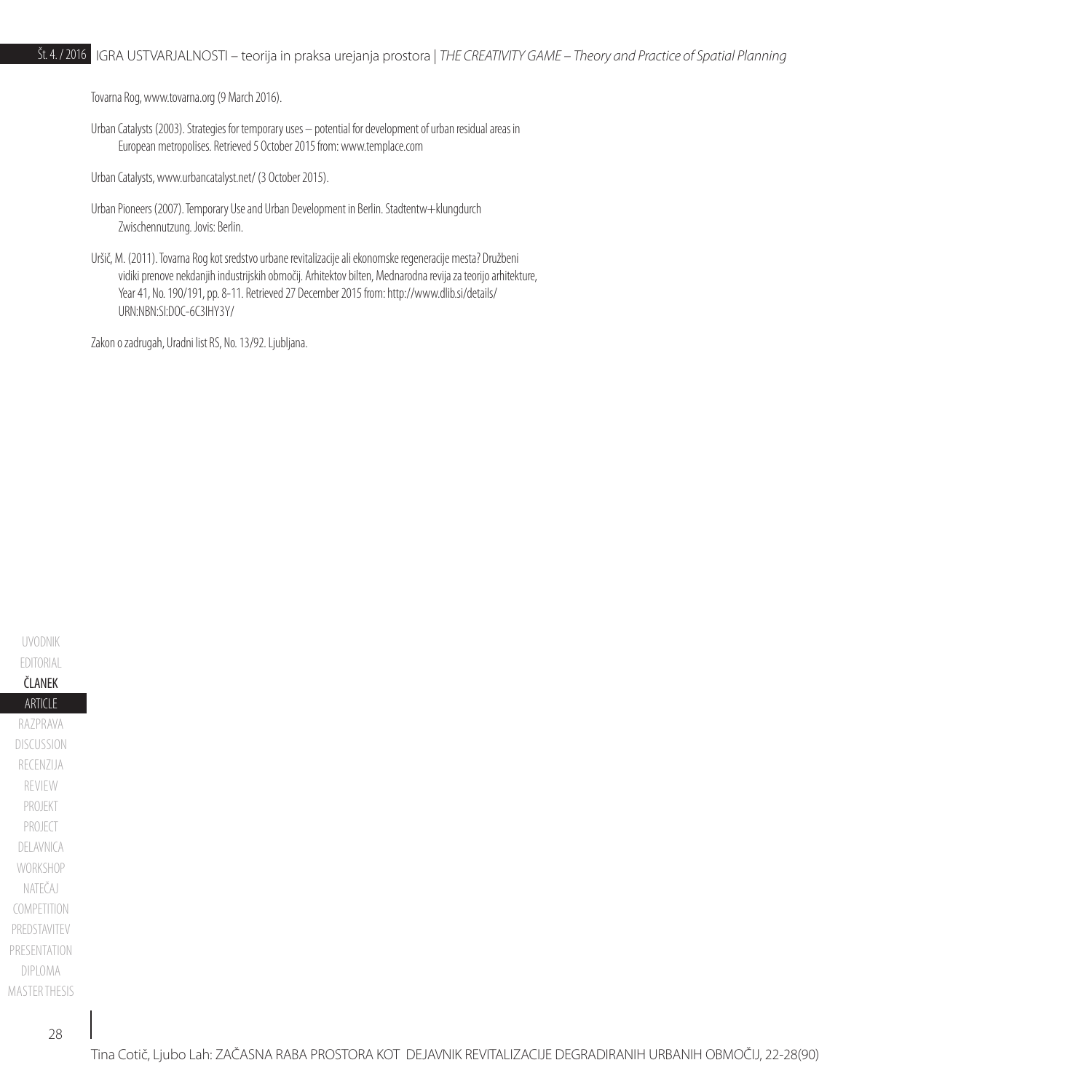Tovarna Rog, www.tovarna.org (9 March 2016).

Urban Catalysts (2003). Strategies for temporary uses – potential for development of urban residual areas in European metropolises. Retrieved 5 October 2015 from: www.templace.com

Urban Catalysts, www.urbancatalyst.net/ (3 October 2015).

Urban Pioneers (2007). Temporary Use and Urban Development in Berlin. Stadtentw+klungdurch Zwischennutzung. Jovis: Berlin.

Uršič, M. (2011). Tovarna Rog kot sredstvo urbane revitalizacije ali ekonomske regeneracije mesta? Družbeni vidiki prenove nekdanjih industrijskih območij. Arhitektov bilten, Mednarodna revija za teorijo arhitekture, Year 41, No. 190/191, pp. 8-11. Retrieved 27 December 2015 from: http://www.dlib.si/details/URN:NBN:SI:DOC-6C3IHY3Y/

Zakon o zadrugah, Uradni list RS, No. 13/92. Ljubljana.